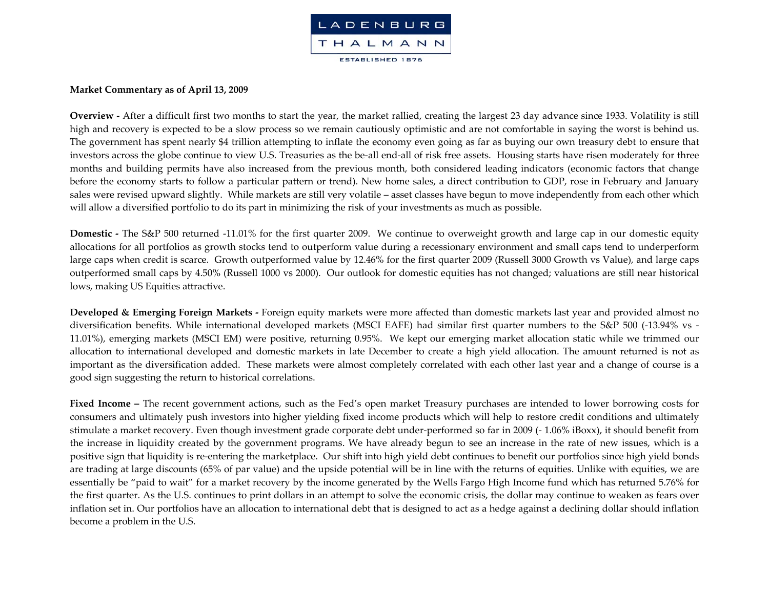LADENBURG THALMANN

ESTABLISHED 1876

**Market Commentary as of April 13, 2009**

**Overview -** After a difficult first two months to start the year, the market rallied, creating the largest 23 day advance since 1933. Volatility is still high and recovery is expected to be a slow process so we remain cautiously optimistic and are not comfortable in saying the worst is behind us. The government has spent nearly $4 trillion attempting to inflate the economy even going as far as buying our own treasury debt to ensure that investors across the globe continue to view U.S. Treasuries as the be-all end-all of risk free assets. Housing starts have risen moderately for three months and building permits have also increased from the previous month, both considered leading indicators (economic factors that change before the economy starts to follow a particular pattern or trend). New home sales, a direct contribution to GDP, rose in February and January sales were revised upward slightly. While markets are still very volatile – asset classes have begun to move independently from each other which will allow a diversified portfolio to do its part in minimizing the risk of your investments as much as possible.

**Domestic -** The S&P 500 returned -11.01% for the first quarter 2009. We continue to overweight growth and large cap in our domestic equity allocations for all portfolios as growth stocks tend to outperform value during a recessionary environment and small caps tend to underperform large caps when credit is scarce. Growth outperformed value by 12.46% for the first quarter 2009 (Russell 3000 Growth vs Value), and large caps outperformed small caps by 4.50% (Russell 1000 vs 2000). Our outlook for domestic equities has not changed; valuations are still near historical lows, making US Equities attractive.

**Developed & Emerging Foreign Markets -** Foreign equity markets were more affected than domestic markets last year and provided almost no diversification benefits. While international developed markets (MSCI EAFE) had similar first quarter numbers to the S&P 500 (-13.94% vs -11.01%), emerging markets (MSCI EM) were positive, returning 0.95%. We kept our emerging market allocation static while we trimmed our allocation to international developed and domestic markets in late December to create a high yield allocation. The amount returned is not as important as the diversification added. These markets were almost completely correlated with each other last year and a change of course is a good sign suggesting the return to historical correlations.

**Fixed Income –** The recent government actions, such as the Fed's open market Treasury purchases are intended to lower borrowing costs for consumers and ultimately push investors into higher yielding fixed income products which will help to restore credit conditions and ultimately stimulate a market recovery. Even though investment grade corporate debt under-performed so far in 2009 (- 1.06% iBoxx), it should benefit from the increase in liquidity created by the government programs. We have already begun to see an increase in the rate of new issues, which is a positive sign that liquidity is re-entering the marketplace. Our shift into high yield debt continues to benefit our portfolios since high yield bonds are trading at large discounts (65% of par value) and the upside potential will be in line with the returns of equities. Unlike with equities, we are essentially be "paid to wait" for a market recovery by the income generated by the Wells Fargo High Income fund which has returned 5.76% for the first quarter. As the U.S. continues to print dollars in an attempt to solve the economic crisis, the dollar may continue to weaken as fears over inflation set in. Our portfolios have an allocation to international debt that is designed to act as a hedge against a declining dollar should inflation become a problem in the U.S.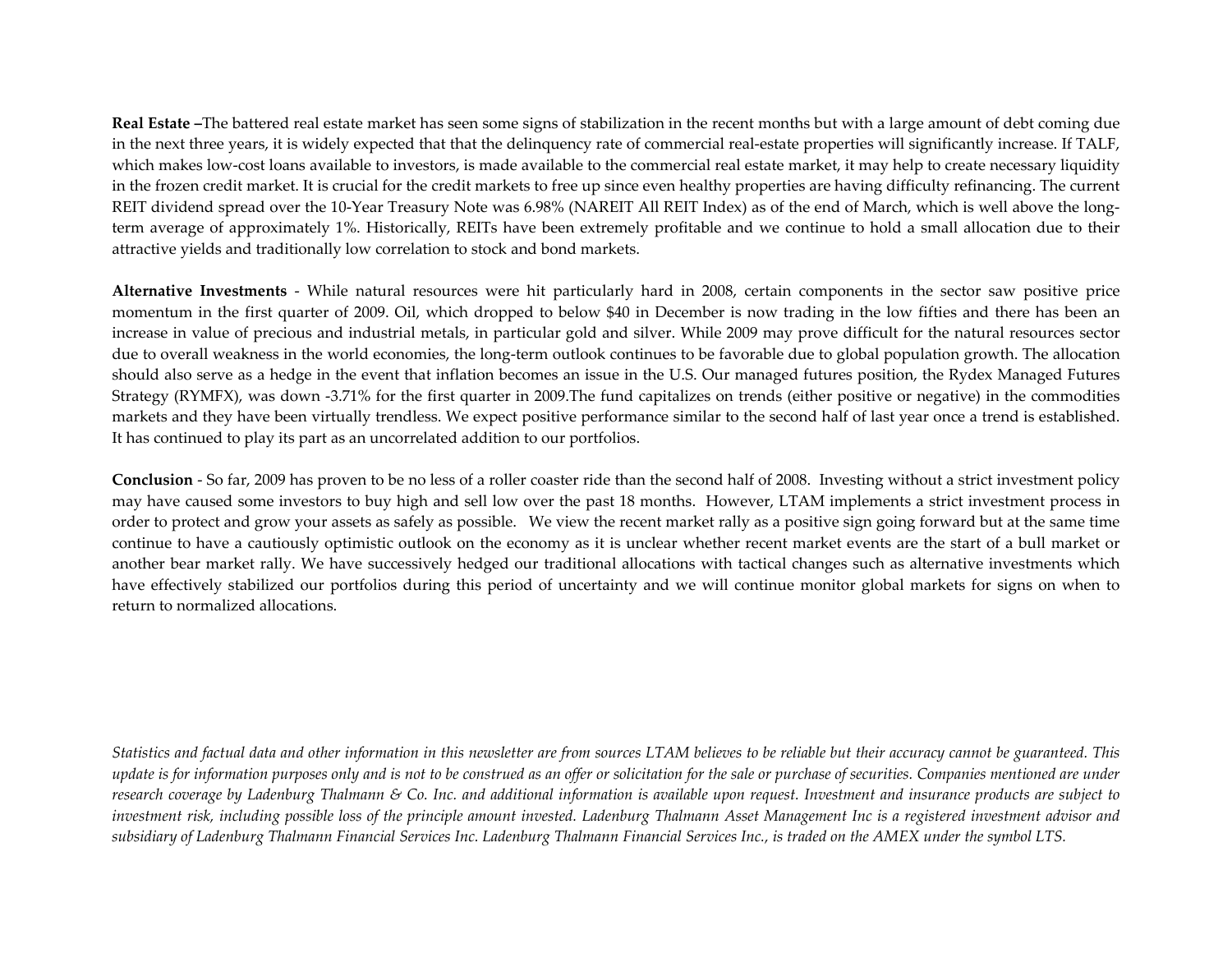**Real Estate –**The battered real estate market has seen some signs of stabilization in the recent months but with a large amount of debt coming due in the next three years, it is widely expected that that the delinquency rate of commercial real-estate properties will significantly increase. If TALF, which makes low-cost loans available to investors, is made available to the commercial real estate market, it may help to create necessary liquidity in the frozen credit market. It is crucial for the credit markets to free up since even healthy properties are having difficulty refinancing. The current REIT dividend spread over the 10-Year Treasury Note was 6.98% (NAREIT All REIT Index) as of the end of March, which is well above the long-term average of approximately 1%. Historically, REITs have been extremely profitable and we continue to hold a small allocation due to their attractive yields and traditionally low correlation to stock and bond markets.

**Alternative Investments** - While natural resources were hit particularly hard in 2008, certain components in the sector saw positive price momentum in the first quarter of 2009. Oil, which dropped to below $40 in December is now trading in the low fifties and there has been an increase in value of precious and industrial metals, in particular gold and silver. While 2009 may prove difficult for the natural resources sector due to overall weakness in the world economies, the long-term outlook continues to be favorable due to global population growth. The allocation should also serve as a hedge in the event that inflation becomes an issue in the U.S. Our managed futures position, the Rydex Managed Futures Strategy (RYMFX), was down -3.71% for the first quarter in 2009.The fund capitalizes on trends (either positive or negative) in the commodities markets and they have been virtually trendless. We expect positive performance similar to the second half of last year once a trend is established. It has continued to play its part as an uncorrelated addition to our portfolios.

**Conclusion** - So far, 2009 has proven to be no less of a roller coaster ride than the second half of 2008. Investing without a strict investment policy may have caused some investors to buy high and sell low over the past 18 months. However, LTAM implements a strict investment process in order to protect and grow your assets as safely as possible. We view the recent market rally as a positive sign going forward but at the same time continue to have a cautiously optimistic outlook on the economy as it is unclear whether recent market events are the start of a bull market or another bear market rally. We have successively hedged our traditional allocations with tactical changes such as alternative investments which have effectively stabilized our portfolios during this period of uncertainty and we will continue monitor global markets for signs on when to return to normalized allocations.

*Statistics and factual data and other information in this newsletter are from sources LTAM believes to be reliable but their accuracy cannot be guaranteed. This update is for information purposes only and is not to be construed as an offer or solicitation for the sale or purchase of securities. Companies mentioned are under research coverage by Ladenburg Thalmann & Co. Inc. and additional information is available upon request. Investment and insurance products are subject to investment risk, including possible loss of the principle amount invested. Ladenburg Thalmann Asset Management Inc is a registered investment advisor and subsidiary of Ladenburg Thalmann Financial Services Inc. Ladenburg Thalmann Financial Services Inc., is traded on the AMEX under the symbol LTS.*